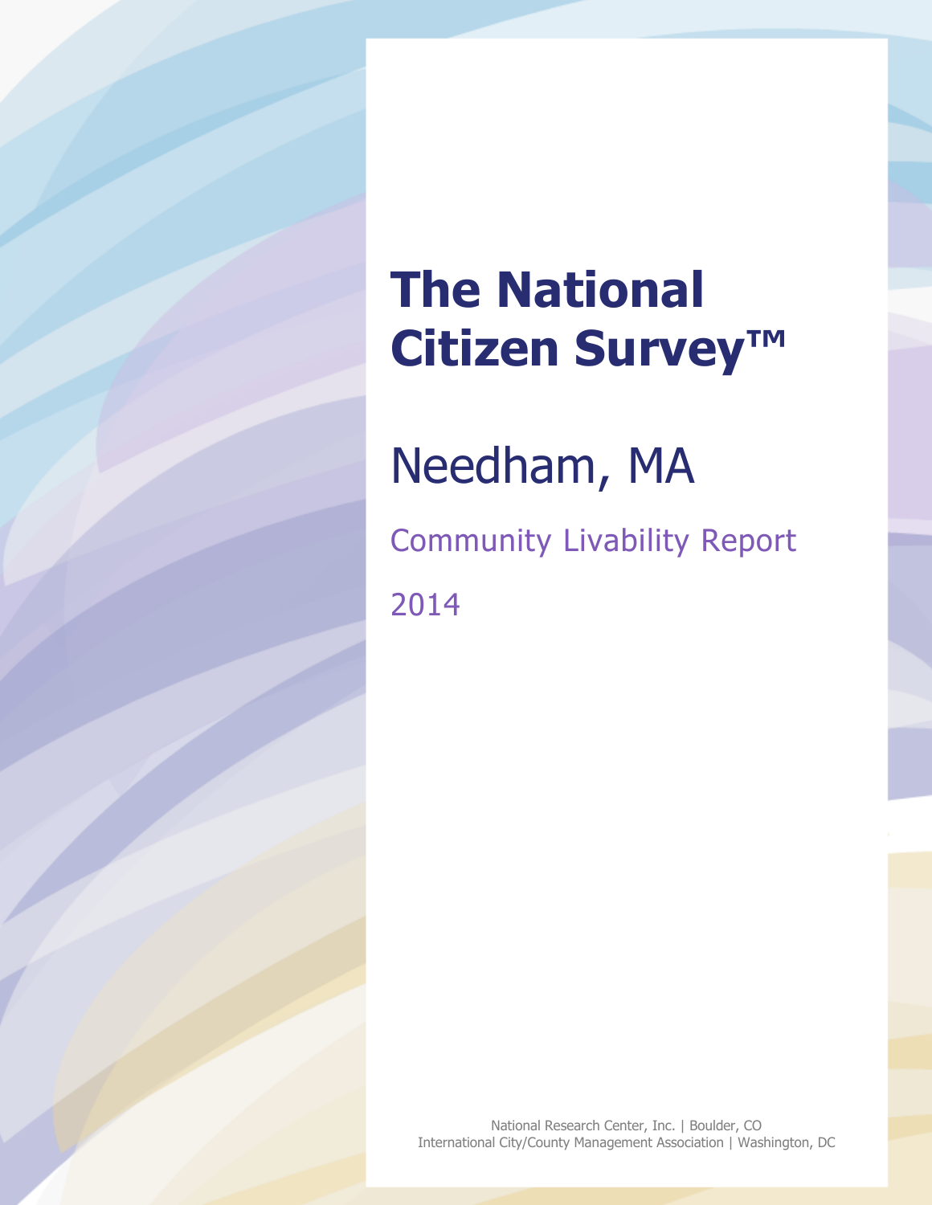# The National Citizen Survey™

## Needham, MA

Community Livability Report

2014

National Research Center, Inc. | Boulder, CO
International City/County Management Association | Washington, DC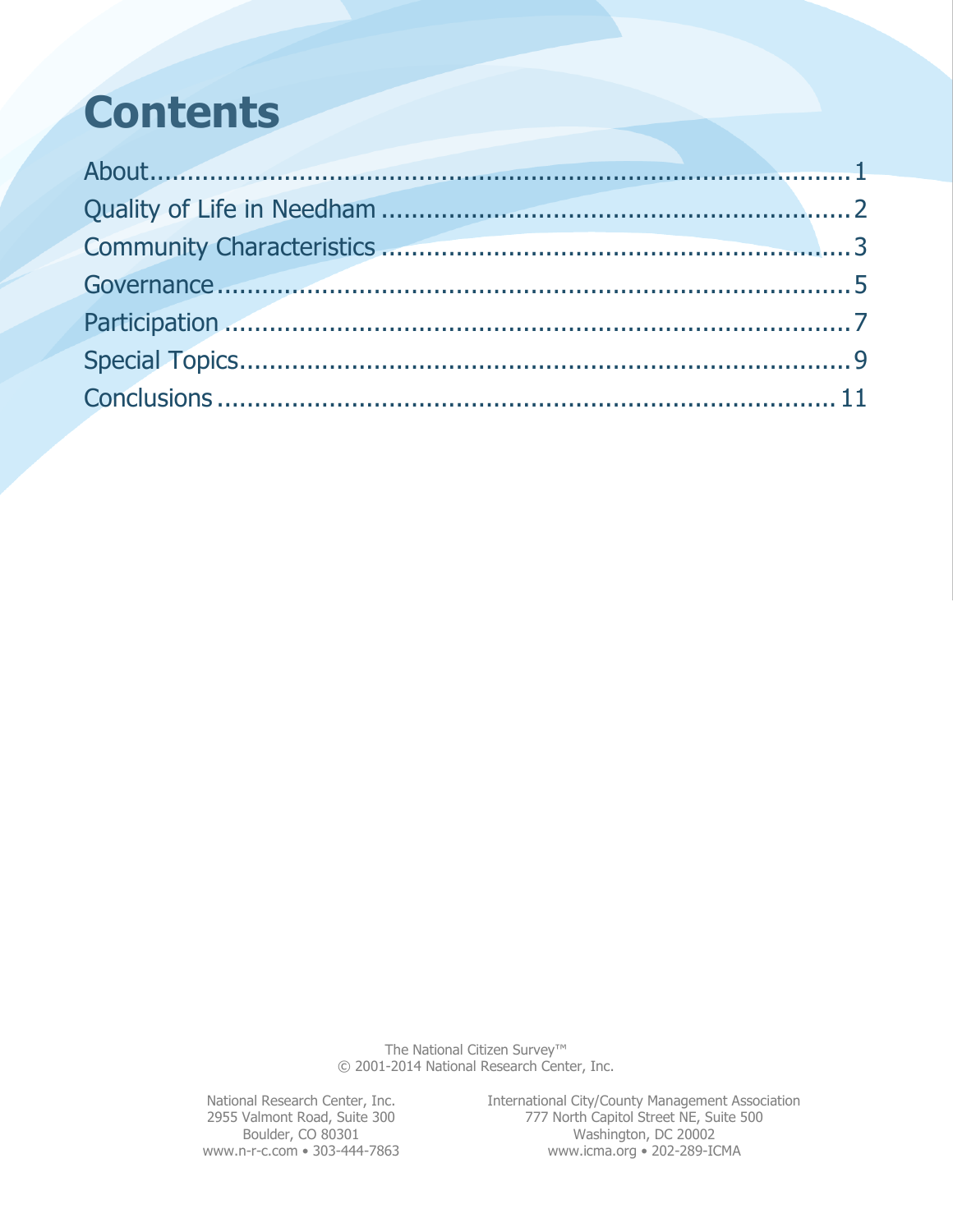# Contents

About........................................................................................1
Quality of Life in Needham ...........................................................2
Community Characteristics ...........................................................3
Governance.................................................................................5
Participation ...............................................................................7
Special Topics..............................................................................9
Conclusions ...............................................................................11

The National Citizen Survey™
© 2001-2014 National Research Center, Inc.

National Research Center, Inc.
2955 Valmont Road, Suite 300
Boulder, CO 80301
www.n-r-c.com • 303-444-7863

International City/County Management Association
777 North Capitol Street NE, Suite 500
Washington, DC 20002
www.icma.org • 202-289-ICMA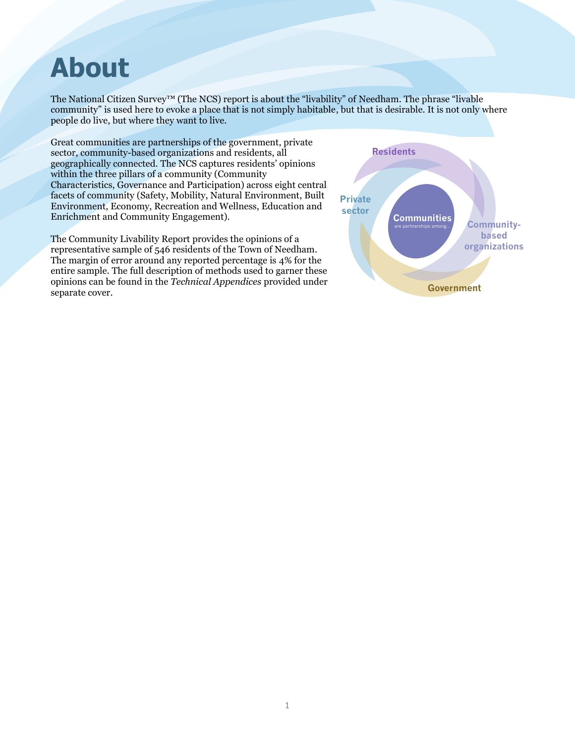# About

The National Citizen Survey™ (The NCS) report is about the "livability" of Needham. The phrase "livable community" is used here to evoke a place that is not simply habitable, but that is desirable. It is not only where people do live, but where they want to live.

Great communities are partnerships of the government, private sector, community-based organizations and residents, all geographically connected. The NCS captures residents' opinions within the three pillars of a community (Community Characteristics, Governance and Participation) across eight central facets of community (Safety, Mobility, Natural Environment, Built Environment, Economy, Recreation and Wellness, Education and Enrichment and Community Engagement).

The Community Livability Report provides the opinions of a representative sample of 546 residents of the Town of Needham. The margin of error around any reported percentage is 4% for the entire sample. The full description of methods used to garner these opinions can be found in the *Technical Appendices* provided under separate cover.

Residents

Private sector

**Communities**
are partnerships among...

Community-based organizations

Government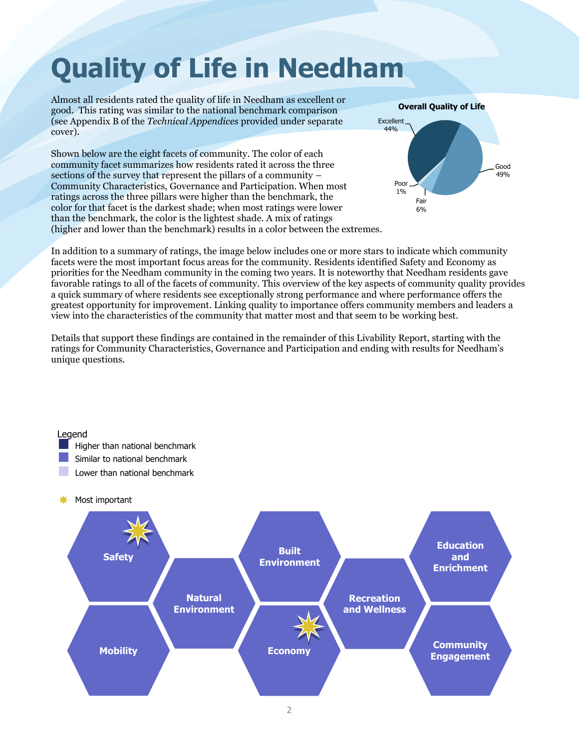# Quality of Life in Needham

Almost all residents rated the quality of life in Needham as excellent or good. This rating was similar to the national benchmark comparison (see Appendix B of the *Technical Appendices* provided under separate cover).

**Overall Quality of Life**

Excellent 44%
Good 49%
Fair 6%
Poor 1%

Shown below are the eight facets of community. The color of each community facet summarizes how residents rated it across the three sections of the survey that represent the pillars of a community – Community Characteristics, Governance and Participation. When most ratings across the three pillars were higher than the benchmark, the color for that facet is the darkest shade; when most ratings were lower than the benchmark, the color is the lightest shade. A mix of ratings (higher and lower than the benchmark) results in a color between the extremes.

In addition to a summary of ratings, the image below includes one or more stars to indicate which community facets were the most important focus areas for the community. Residents identified Safety and Economy as priorities for the Needham community in the coming two years. It is noteworthy that Needham residents gave favorable ratings to all of the facets of community. This overview of the key aspects of community quality provides a quick summary of where residents see exceptionally strong performance and where performance offers the greatest opportunity for improvement. Linking quality to importance offers community members and leaders a view into the characteristics of the community that matter most and that seem to be working best.

Details that support these findings are contained in the remainder of this Livability Report, starting with the ratings for Community Characteristics, Governance and Participation and ending with results for Needham's unique questions.

Legend
- Higher than national benchmark
- Similar to national benchmark
- Lower than national benchmark

Most important

Safety (Most important)
Natural Environment
Built Environment
Recreation and Wellness
Education and Enrichment
Mobility
Economy (Most important)
Community Engagement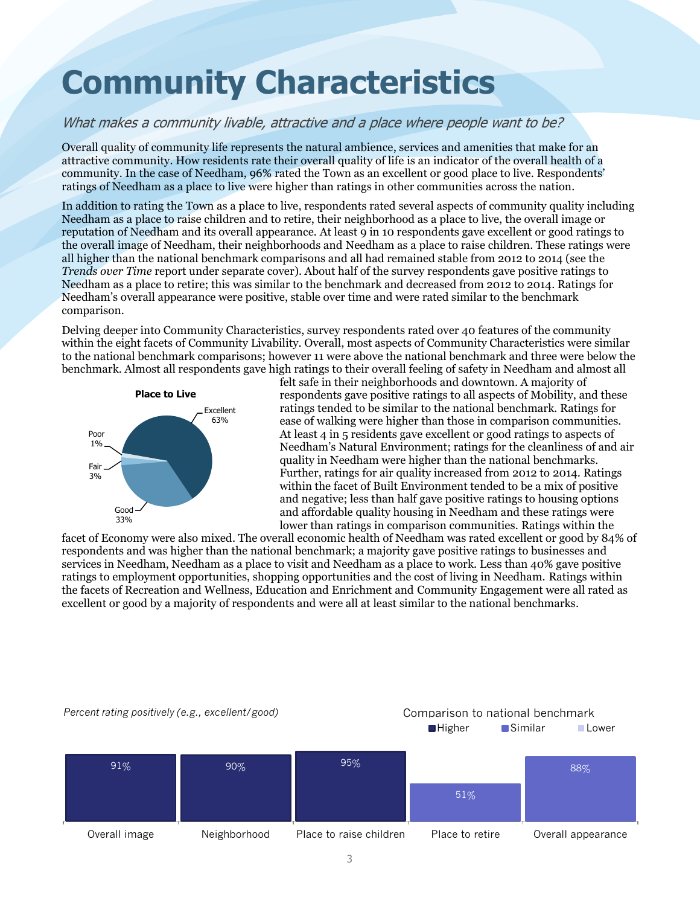# Community Characteristics

*What makes a community livable, attractive and a place where people want to be?*

Overall quality of community life represents the natural ambience, services and amenities that make for an attractive community. How residents rate their overall quality of life is an indicator of the overall health of a community. In the case of Needham, 96% rated the Town as an excellent or good place to live. Respondents' ratings of Needham as a place to live were higher than ratings in other communities across the nation.

In addition to rating the Town as a place to live, respondents rated several aspects of community quality including Needham as a place to raise children and to retire, their neighborhood as a place to live, the overall image or reputation of Needham and its overall appearance. At least 9 in 10 respondents gave excellent or good ratings to the overall image of Needham, their neighborhoods and Needham as a place to raise children. These ratings were all higher than the national benchmark comparisons and all had remained stable from 2012 to 2014 (see the *Trends over Time* report under separate cover). About half of the survey respondents gave positive ratings to Needham as a place to retire; this was similar to the benchmark and decreased from 2012 to 2014. Ratings for Needham's overall appearance were positive, stable over time and were rated similar to the benchmark comparison.

Delving deeper into Community Characteristics, survey respondents rated over 40 features of the community within the eight facets of Community Livability. Overall, most aspects of Community Characteristics were similar to the national benchmark comparisons; however 11 were above the national benchmark and three were below the benchmark. Almost all respondents gave high ratings to their overall feeling of safety in Needham and almost all felt safe in their neighborhoods and downtown. A majority of respondents gave positive ratings to all aspects of Mobility, and these ratings tended to be similar to the national benchmark. Ratings for ease of walking were higher than those in comparison communities. At least 4 in 5 residents gave excellent or good ratings to aspects of Needham's Natural Environment; ratings for the cleanliness of and air quality in Needham were higher than the national benchmarks. Further, ratings for air quality increased from 2012 to 2014. Ratings within the facet of Built Environment tended to be a mix of positive and negative; less than half gave positive ratings to housing options and affordable quality housing in Needham and these ratings were lower than ratings in comparison communities. Ratings within the facet of Economy were also mixed. The overall economic health of Needham was rated excellent or good by 84% of respondents and was higher than the national benchmark; a majority gave positive ratings to businesses and services in Needham, Needham as a place to visit and Needham as a place to work. Less than 40% gave positive ratings to employment opportunities, shopping opportunities and the cost of living in Needham. Ratings within the facets of Recreation and Wellness, Education and Enrichment and Community Engagement were all rated as excellent or good by a majority of respondents and were all at least similar to the national benchmarks.

**Place to Live**

| Rating | Percent |
|---|---|
| Excellent | 63% |
| Good | 33% |
| Fair | 3% |
| Poor | 1% |

*Percent rating positively (e.g., excellent/good)*

Comparison to national benchmark: Higher / Similar / Lower

| Aspect | Percent | Comparison to national benchmark |
|---|---|---|
| Overall image | 91% | Higher |
| Neighborhood | 90% | Higher |
| Place to raise children | 95% | Higher |
| Place to retire | 51% | Similar |
| Overall appearance | 88% | Similar |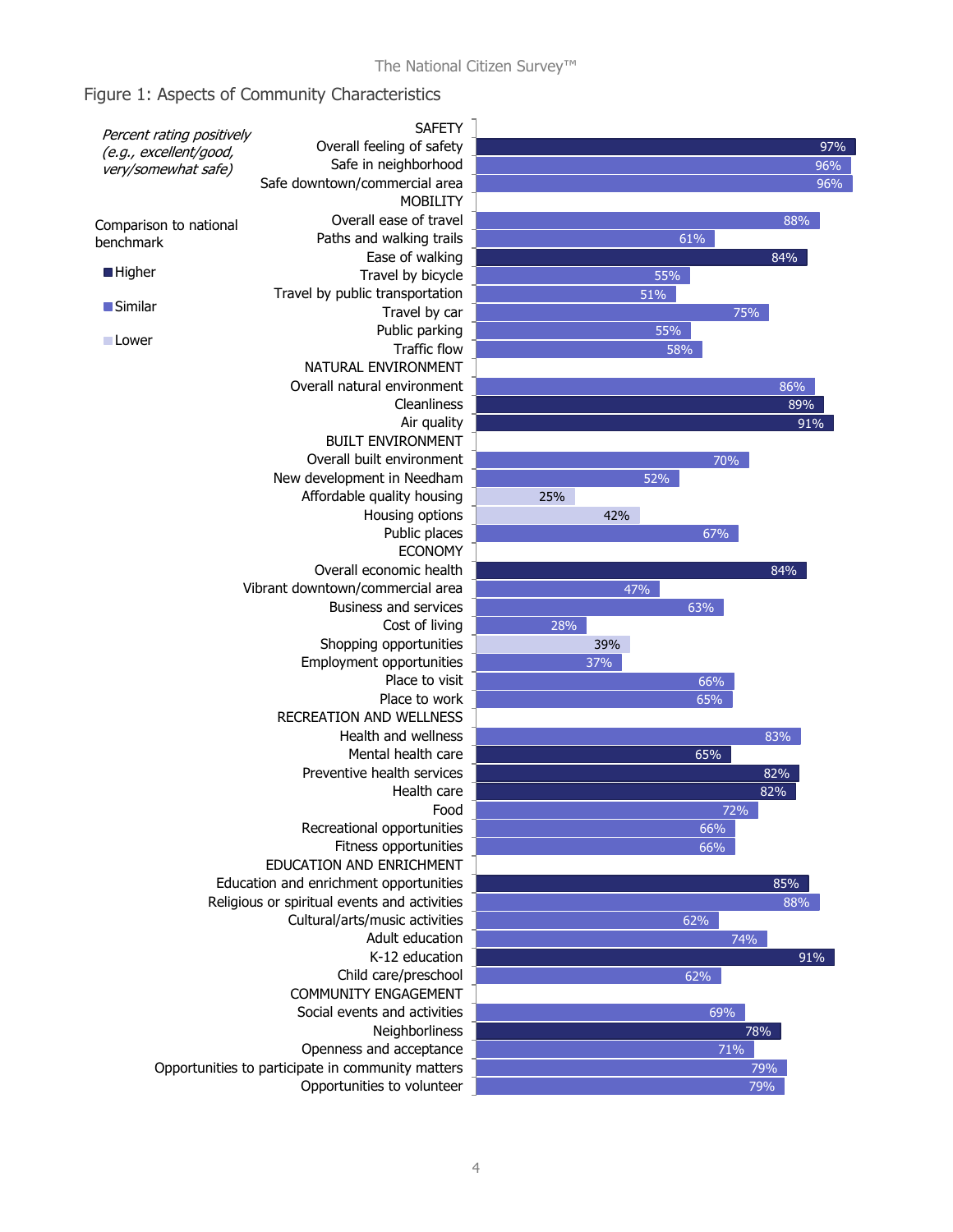## Figure 1: Aspects of Community Characteristics

*Percent rating positively (e.g., excellent/good, very/somewhat safe)*

Comparison to national benchmark: Higher / Similar / Lower

| Category | Percent rating positively | Comparison to national benchmark |
|---|---|---|
| **SAFETY** | | |
| Overall feeling of safety | 97% | Higher |
| Safe in neighborhood | 96% | Similar |
| Safe downtown/commercial area | 96% | Similar |
| **MOBILITY** | | |
| Overall ease of travel | 88% | Similar |
| Paths and walking trails | 61% | Similar |
| Ease of walking | 84% | Higher |
| Travel by bicycle | 55% | Similar |
| Travel by public transportation | 51% | Similar |
| Travel by car | 75% | Similar |
| Public parking | 55% | Similar |
| Traffic flow | 58% | Similar |
| **NATURAL ENVIRONMENT** | | |
| Overall natural environment | 86% | Similar |
| Cleanliness | 89% | Higher |
| Air quality | 91% | Higher |
| **BUILT ENVIRONMENT** | | |
| Overall built environment | 70% | Similar |
| New development in Needham | 52% | Similar |
| Affordable quality housing | 25% | Lower |
| Housing options | 42% | Lower |
| Public places | 67% | Similar |
| **ECONOMY** | | |
| Overall economic health | 84% | Higher |
| Vibrant downtown/commercial area | 47% | Similar |
| Business and services | 63% | Similar |
| Cost of living | 28% | Similar |
| Shopping opportunities | 39% | Lower |
| Employment opportunities | 37% | Similar |
| Place to visit | 66% | Similar |
| Place to work | 65% | Similar |
| **RECREATION AND WELLNESS** | | |
| Health and wellness | 83% | Similar |
| Mental health care | 65% | Higher |
| Preventive health services | 82% | Higher |
| Health care | 82% | Higher |
| Food | 72% | Similar |
| Recreational opportunities | 66% | Similar |
| Fitness opportunities | 66% | Similar |
| **EDUCATION AND ENRICHMENT** | | |
| Education and enrichment opportunities | 85% | Higher |
| Religious or spiritual events and activities | 88% | Similar |
| Cultural/arts/music activities | 62% | Similar |
| Adult education | 74% | Similar |
| K-12 education | 91% | Higher |
| Child care/preschool | 62% | Similar |
| **COMMUNITY ENGAGEMENT** | | |
| Social events and activities | 69% | Similar |
| Neighborliness | 78% | Higher |
| Openness and acceptance | 71% | Similar |
| Opportunities to participate in community matters | 79% | Similar |
| Opportunities to volunteer | 79% | Similar |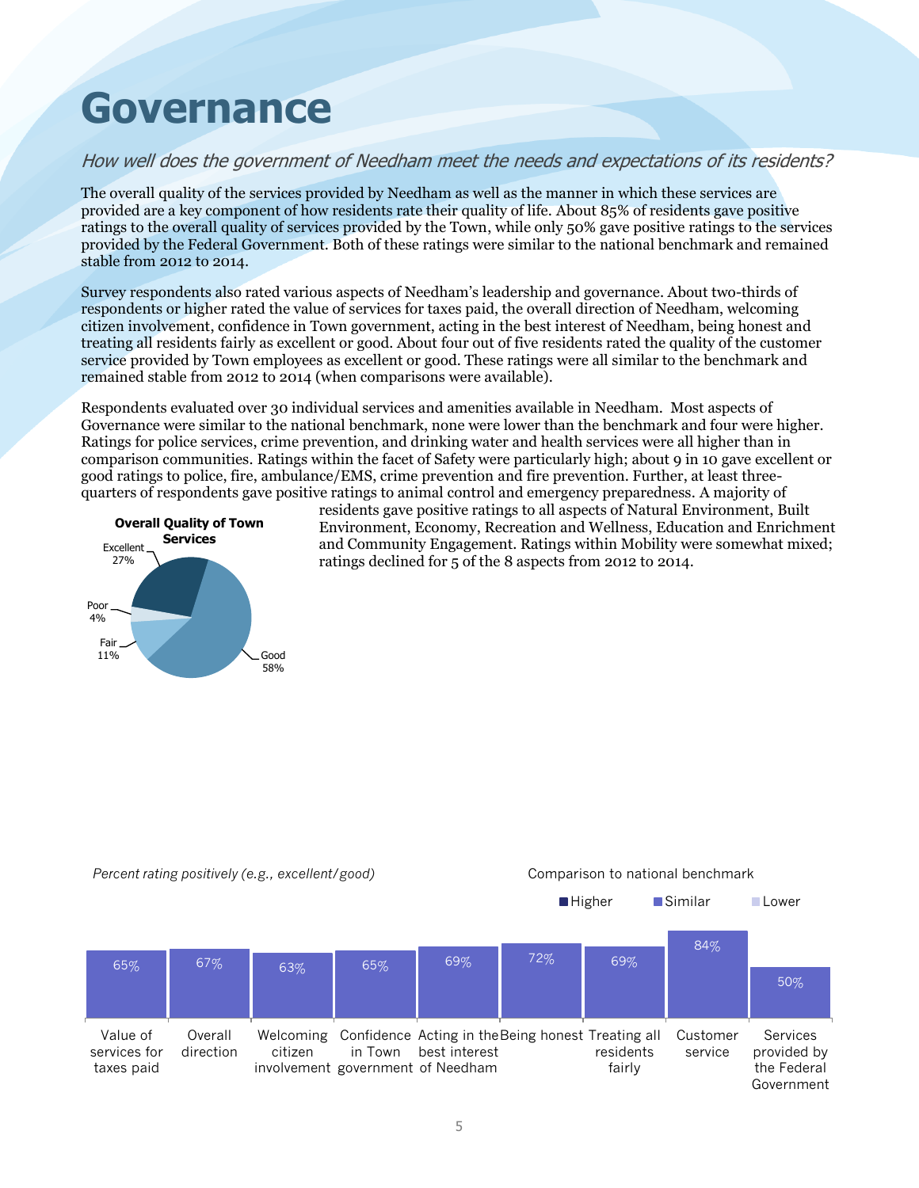# Governance

*How well does the government of Needham meet the needs and expectations of its residents?*

The overall quality of the services provided by Needham as well as the manner in which these services are provided are a key component of how residents rate their quality of life. About 85% of residents gave positive ratings to the overall quality of services provided by the Town, while only 50% gave positive ratings to the services provided by the Federal Government. Both of these ratings were similar to the national benchmark and remained stable from 2012 to 2014.

Survey respondents also rated various aspects of Needham's leadership and governance. About two-thirds of respondents or higher rated the value of services for taxes paid, the overall direction of Needham, welcoming citizen involvement, confidence in Town government, acting in the best interest of Needham, being honest and treating all residents fairly as excellent or good. About four out of five residents rated the quality of the customer service provided by Town employees as excellent or good. These ratings were all similar to the benchmark and remained stable from 2012 to 2014 (when comparisons were available).

Respondents evaluated over 30 individual services and amenities available in Needham. Most aspects of Governance were similar to the national benchmark, none were lower than the benchmark and four were higher. Ratings for police services, crime prevention, and drinking water and health services were all higher than in comparison communities. Ratings within the facet of Safety were particularly high; about 9 in 10 gave excellent or good ratings to police, fire, ambulance/EMS, crime prevention and fire prevention. Further, at least three-quarters of respondents gave positive ratings to animal control and emergency preparedness. A majority of residents gave positive ratings to all aspects of Natural Environment, Built Environment, Economy, Recreation and Wellness, Education and Enrichment and Community Engagement. Ratings within Mobility were somewhat mixed; ratings declined for 5 of the 8 aspects from 2012 to 2014.

**Overall Quality of Town Services**

| Rating | Percent |
|---|---|
| Excellent | 27% |
| Good | 58% |
| Fair | 11% |
| Poor | 4% |

*Percent rating positively (e.g., excellent/good)*

Comparison to national benchmark: Higher / Similar / Lower

| Aspect | Percent | Comparison |
|---|---|---|
| Value of services for taxes paid | 65% | Similar |
| Overall direction | 67% | Similar |
| Welcoming citizen involvement | 63% | Similar |
| Confidence in Town government | 65% | Similar |
| Acting in the best interest of Needham | 69% | Similar |
| Being honest | 72% | Similar |
| Treating all residents fairly | 69% | Similar |
| Customer service | 84% | Similar |
| Services provided by the Federal Government | 50% | Similar |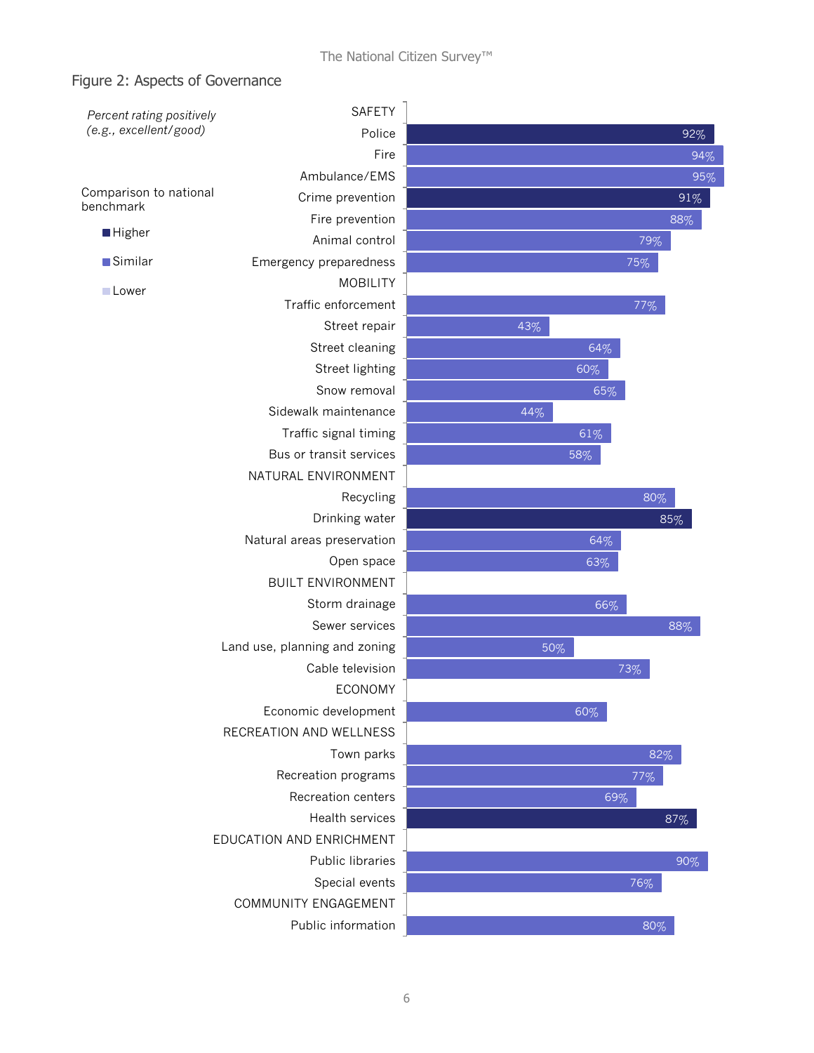## Figure 2: Aspects of Governance

*Percent rating positively (e.g., excellent/good)*

Comparison to national benchmark: Higher / Similar / Lower

| Category | Item | Percent | Comparison to national benchmark |
|---|---|---|---|
| SAFETY | Police | 92% | Higher |
| | Fire | 94% | Similar |
| | Ambulance/EMS | 95% | Similar |
| | Crime prevention | 91% | Higher |
| | Fire prevention | 88% | Similar |
| | Animal control | 79% | Similar |
| | Emergency preparedness | 75% | Similar |
| MOBILITY | Traffic enforcement | 77% | Similar |
| | Street repair | 43% | Similar |
| | Street cleaning | 64% | Similar |
| | Street lighting | 60% | Similar |
| | Snow removal | 65% | Similar |
| | Sidewalk maintenance | 44% | Similar |
| | Traffic signal timing | 61% | Similar |
| | Bus or transit services | 58% | Similar |
| NATURAL ENVIRONMENT | Recycling | 80% | Similar |
| | Drinking water | 85% | Higher |
| | Natural areas preservation | 64% | Similar |
| | Open space | 63% | Similar |
| BUILT ENVIRONMENT | Storm drainage | 66% | Similar |
| | Sewer services | 88% | Similar |
| | Land use, planning and zoning | 50% | Similar |
| | Cable television | 73% | Similar |
| ECONOMY | Economic development | 60% | Similar |
| RECREATION AND WELLNESS | Town parks | 82% | Similar |
| | Recreation programs | 77% | Similar |
| | Recreation centers | 69% | Similar |
| | Health services | 87% | Higher |
| EDUCATION AND ENRICHMENT | Public libraries | 90% | Similar |
| | Special events | 76% | Similar |
| COMMUNITY ENGAGEMENT | Public information | 80% | Similar |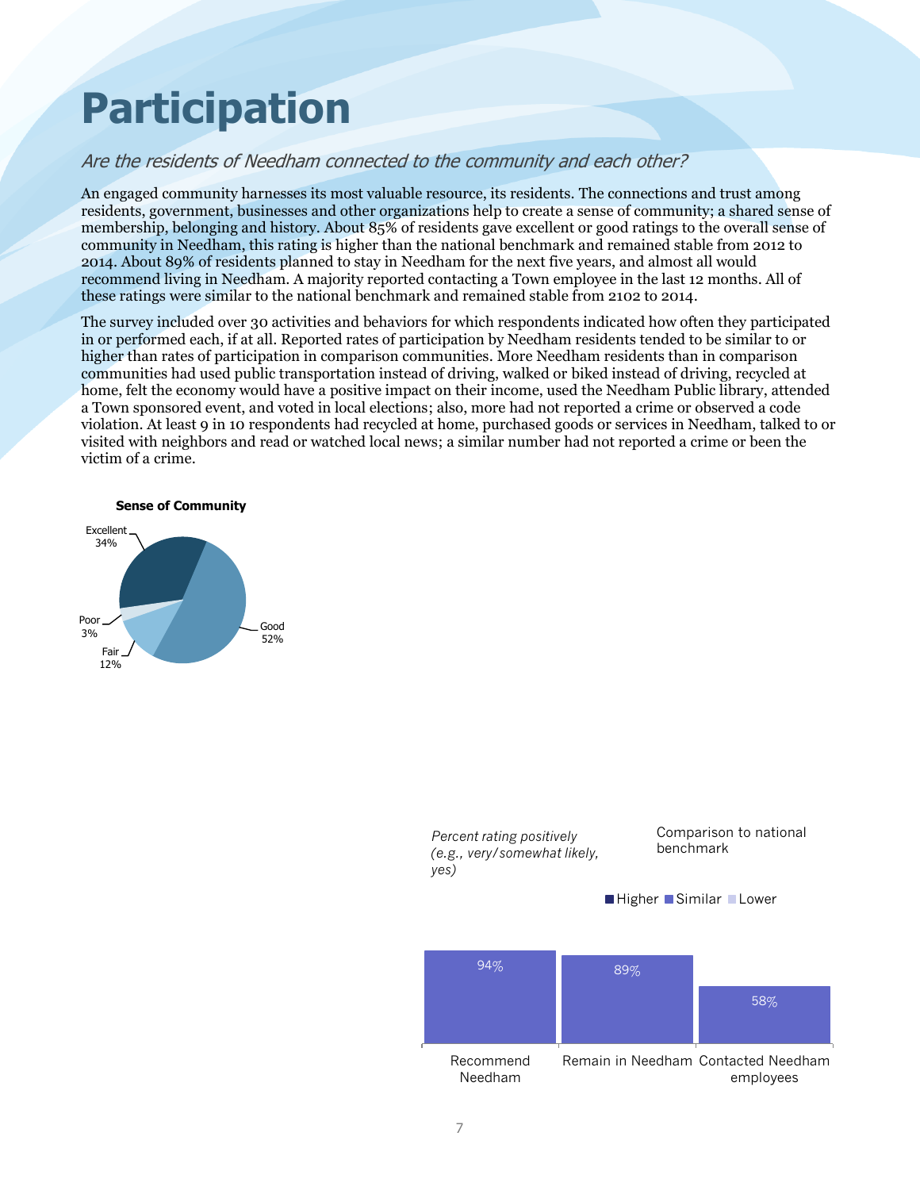# Participation

*Are the residents of Needham connected to the community and each other?*

An engaged community harnesses its most valuable resource, its residents. The connections and trust among residents, government, businesses and other organizations help to create a sense of community; a shared sense of membership, belonging and history. About 85% of residents gave excellent or good ratings to the overall sense of community in Needham, this rating is higher than the national benchmark and remained stable from 2012 to 2014. About 89% of residents planned to stay in Needham for the next five years, and almost all would recommend living in Needham. A majority reported contacting a Town employee in the last 12 months. All of these ratings were similar to the national benchmark and remained stable from 2102 to 2014.

The survey included over 30 activities and behaviors for which respondents indicated how often they participated in or performed each, if at all. Reported rates of participation by Needham residents tended to be similar to or higher than rates of participation in comparison communities. More Needham residents than in comparison communities had used public transportation instead of driving, walked or biked instead of driving, recycled at home, felt the economy would have a positive impact on their income, used the Needham Public library, attended a Town sponsored event, and voted in local elections; also, more had not reported a crime or observed a code violation. At least 9 in 10 respondents had recycled at home, purchased goods or services in Needham, talked to or visited with neighbors and read or watched local news; a similar number had not reported a crime or been the victim of a crime.

**Sense of Community**

| Rating | Percent |
|---|---|
| Excellent | 34% |
| Good | 52% |
| Fair | 12% |
| Poor | 3% |

*Percent rating positively (e.g., very/somewhat likely, yes)*

Comparison to national benchmark: Higher, Similar, Lower

| Item | Percent | Comparison to national benchmark |
|---|---|---|
| Recommend Needham | 94% | Similar |
| Remain in Needham | 89% | Similar |
| Contacted Needham employees | 58% | Similar |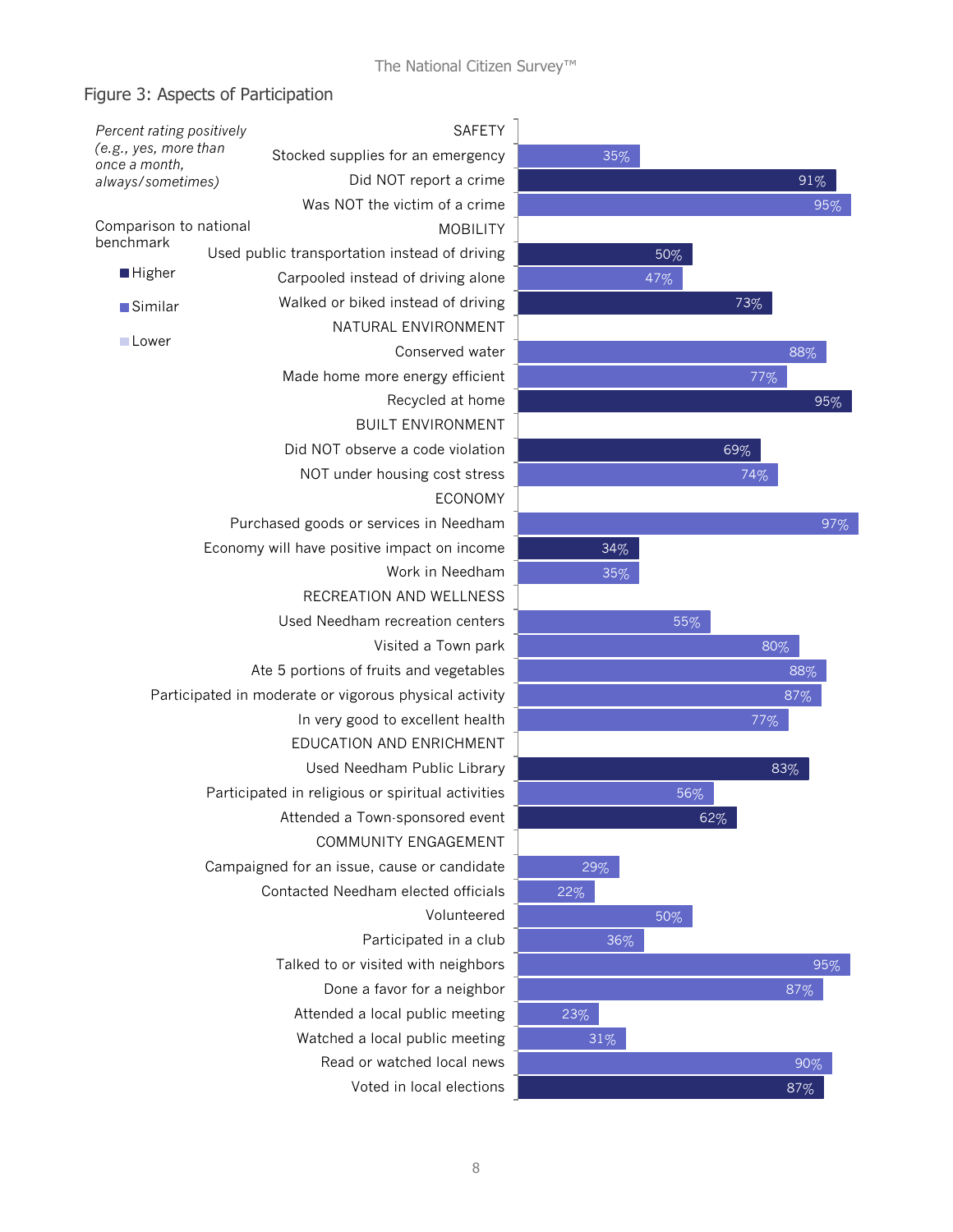## Figure 3: Aspects of Participation

*Percent rating positively (e.g., yes, more than once a month, always/sometimes)*

Comparison to national benchmark: Higher / Similar / Lower

| Category / Item | Percent | Comparison to national benchmark |
|---|---|---|
| **SAFETY** | | |
| Stocked supplies for an emergency | 35% | Similar |
| Did NOT report a crime | 91% | Higher |
| Was NOT the victim of a crime | 95% | Similar |
| **MOBILITY** | | |
| Used public transportation instead of driving | 50% | Higher |
| Carpooled instead of driving alone | 47% | Similar |
| Walked or biked instead of driving | 73% | Higher |
| **NATURAL ENVIRONMENT** | | |
| Conserved water | 88% | Similar |
| Made home more energy efficient | 77% | Similar |
| Recycled at home | 95% | Higher |
| **BUILT ENVIRONMENT** | | |
| Did NOT observe a code violation | 69% | Higher |
| NOT under housing cost stress | 74% | Similar |
| **ECONOMY** | | |
| Purchased goods or services in Needham | 97% | Similar |
| Economy will have positive impact on income | 34% | Higher |
| Work in Needham | 35% | Similar |
| **RECREATION AND WELLNESS** | | |
| Used Needham recreation centers | 55% | Similar |
| Visited a Town park | 80% | Similar |
| Ate 5 portions of fruits and vegetables | 88% | Similar |
| Participated in moderate or vigorous physical activity | 87% | Similar |
| In very good to excellent health | 77% | Similar |
| **EDUCATION AND ENRICHMENT** | | |
| Used Needham Public Library | 83% | Higher |
| Participated in religious or spiritual activities | 56% | Similar |
| Attended a Town-sponsored event | 62% | Higher |
| **COMMUNITY ENGAGEMENT** | | |
| Campaigned for an issue, cause or candidate | 29% | Similar |
| Contacted Needham elected officials | 22% | Similar |
| Volunteered | 50% | Similar |
| Participated in a club | 36% | Similar |
| Talked to or visited with neighbors | 95% | Similar |
| Done a favor for a neighbor | 87% | Similar |
| Attended a local public meeting | 23% | Similar |
| Watched a local public meeting | 31% | Similar |
| Read or watched local news | 90% | Similar |
| Voted in local elections | 87% | Higher |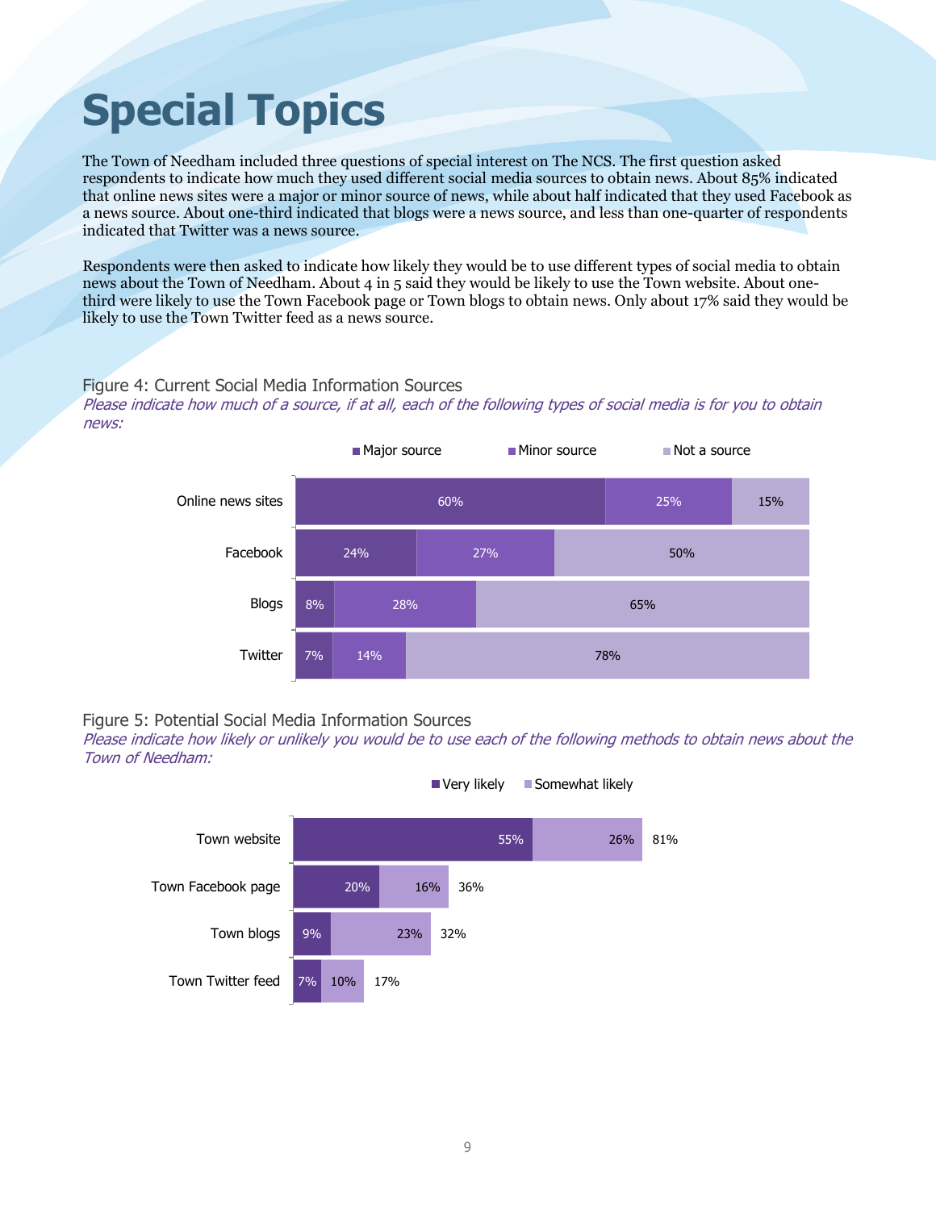# Special Topics

The Town of Needham included three questions of special interest on The NCS. The first question asked respondents to indicate how much they used different social media sources to obtain news. About 85% indicated that online news sites were a major or minor source of news, while about half indicated that they used Facebook as a news source. About one-third indicated that blogs were a news source, and less than one-quarter of respondents indicated that Twitter was a news source.

Respondents were then asked to indicate how likely they would be to use different types of social media to obtain news about the Town of Needham. About 4 in 5 said they would be likely to use the Town website. About one-third were likely to use the Town Facebook page or Town blogs to obtain news. Only about 17% said they would be likely to use the Town Twitter feed as a news source.

Figure 4: Current Social Media Information Sources

*Please indicate how much of a source, if at all, each of the following types of social media is for you to obtain news:*

| | Major source | Minor source | Not a source |
|---|---|---|---|
| Online news sites | 60% | 25% | 15% |
| Facebook | 24% | 27% | 50% |
| Blogs | 8% | 28% | 65% |
| Twitter | 7% | 14% | 78% |

Figure 5: Potential Social Media Information Sources

*Please indicate how likely or unlikely you would be to use each of the following methods to obtain news about the Town of Needham:*

| | Very likely | Somewhat likely | Total |
|---|---|---|---|
| Town website | 55% | 26% | 81% |
| Town Facebook page | 20% | 16% | 36% |
| Town blogs | 9% | 23% | 32% |
| Town Twitter feed | 7% | 10% | 17% |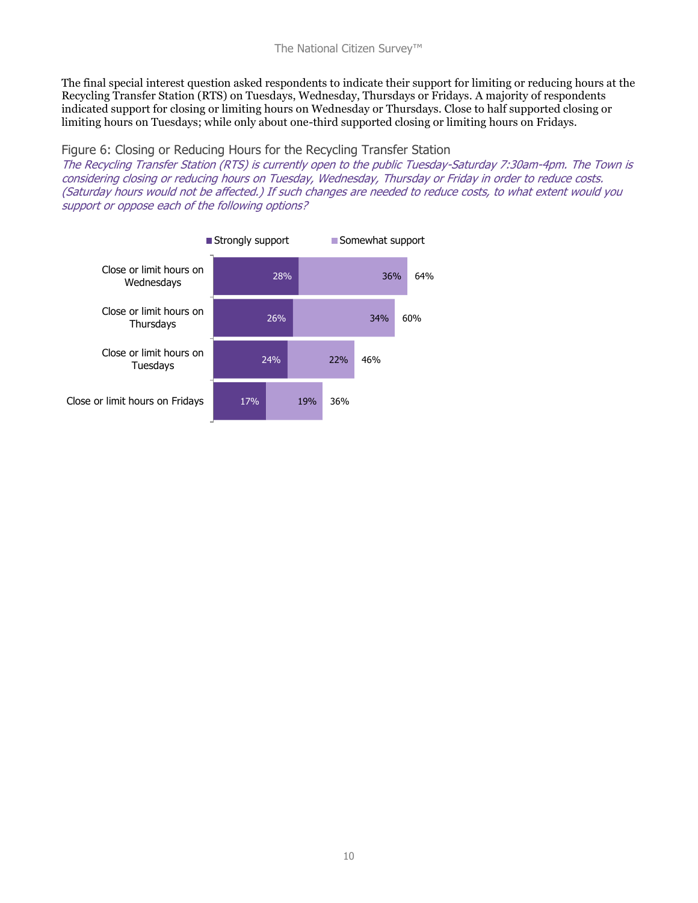The final special interest question asked respondents to indicate their support for limiting or reducing hours at the Recycling Transfer Station (RTS) on Tuesdays, Wednesday, Thursdays or Fridays. A majority of respondents indicated support for closing or limiting hours on Wednesday or Thursdays. Close to half supported closing or limiting hours on Tuesdays; while only about one-third supported closing or limiting hours on Fridays.

### Figure 6: Closing or Reducing Hours for the Recycling Transfer Station

*The Recycling Transfer Station (RTS) is currently open to the public Tuesday-Saturday 7:30am-4pm. The Town is considering closing or reducing hours on Tuesday, Wednesday, Thursday or Friday in order to reduce costs. (Saturday hours would not be affected.) If such changes are needed to reduce costs, to what extent would you support or oppose each of the following options?*

| | Strongly support | Somewhat support | Total |
|---|---|---|---|
| Close or limit hours on Wednesdays | 28% | 36% | 64% |
| Close or limit hours on Thursdays | 26% | 34% | 60% |
| Close or limit hours on Tuesdays | 24% | 22% | 46% |
| Close or limit hours on Fridays | 17% | 19% | 36% |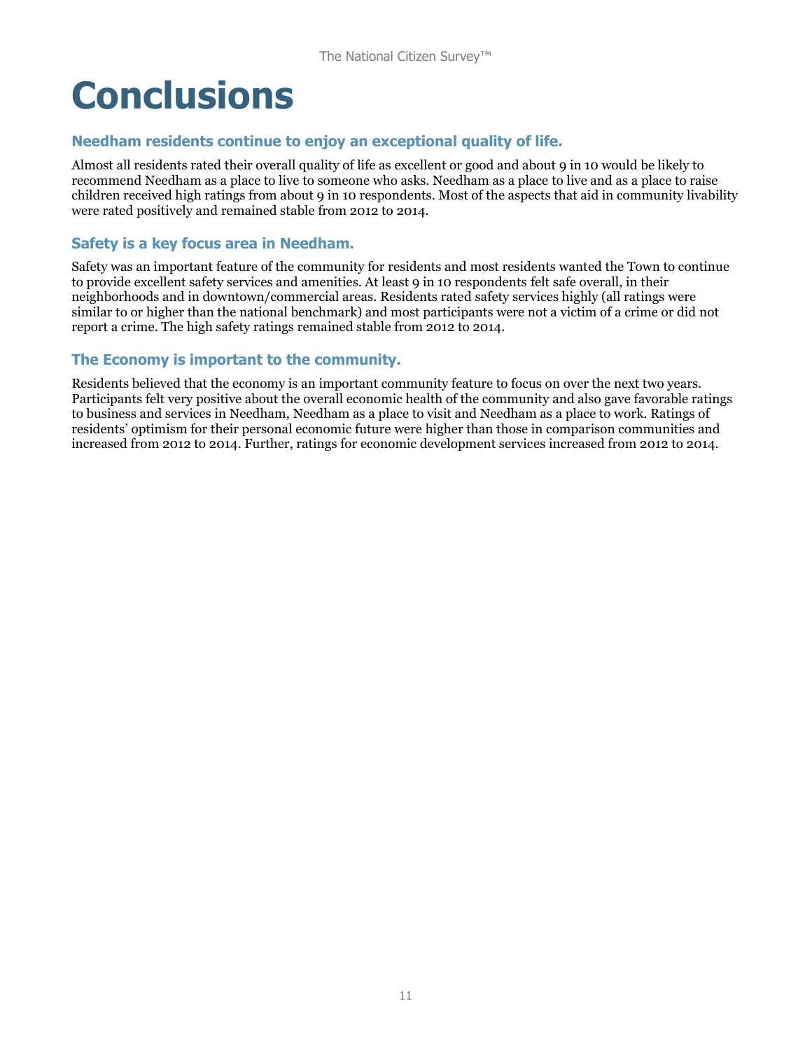# Conclusions

### Needham residents continue to enjoy an exceptional quality of life.

Almost all residents rated their overall quality of life as excellent or good and about 9 in 10 would be likely to recommend Needham as a place to live to someone who asks. Needham as a place to live and as a place to raise children received high ratings from about 9 in 10 respondents. Most of the aspects that aid in community livability were rated positively and remained stable from 2012 to 2014.

### Safety is a key focus area in Needham.

Safety was an important feature of the community for residents and most residents wanted the Town to continue to provide excellent safety services and amenities. At least 9 in 10 respondents felt safe overall, in their neighborhoods and in downtown/commercial areas. Residents rated safety services highly (all ratings were similar to or higher than the national benchmark) and most participants were not a victim of a crime or did not report a crime. The high safety ratings remained stable from 2012 to 2014.

### The Economy is important to the community.

Residents believed that the economy is an important community feature to focus on over the next two years. Participants felt very positive about the overall economic health of the community and also gave favorable ratings to business and services in Needham, Needham as a place to visit and Needham as a place to work. Ratings of residents' optimism for their personal economic future were higher than those in comparison communities and increased from 2012 to 2014. Further, ratings for economic development services increased from 2012 to 2014.